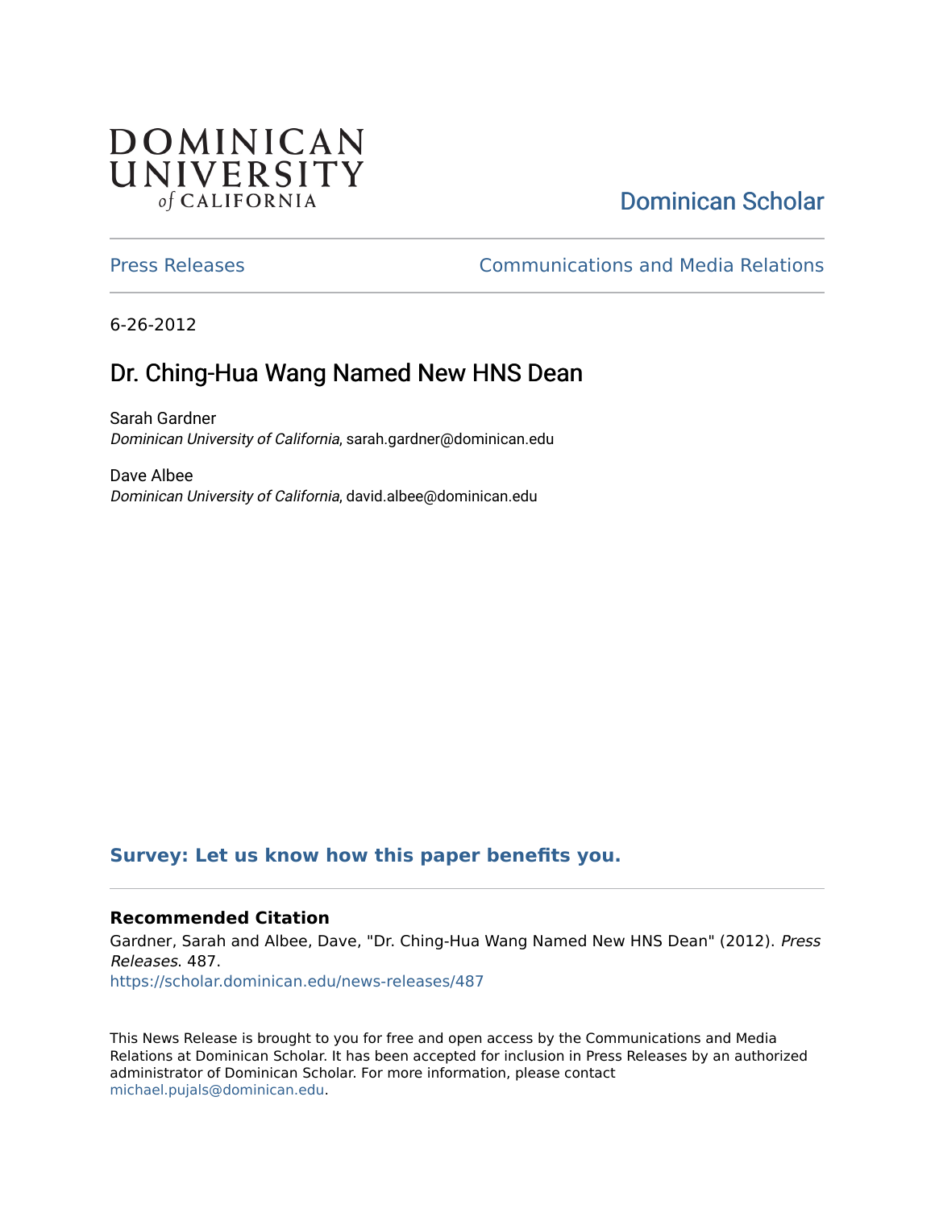DOMINICAN UNIVERSITY *of* CALIFORNIA

Dominican Scholar

Press Releases

Communications and Media Relations

6-26-2012

# Dr. Ching-Hua Wang Named New HNS Dean

Sarah Gardner
*Dominican University of California*, sarah.gardner@dominican.edu

Dave Albee
*Dominican University of California*, david.albee@dominican.edu

**Survey: Let us know how this paper benefits you.**

### Recommended Citation

Gardner, Sarah and Albee, Dave, "Dr. Ching-Hua Wang Named New HNS Dean" (2012). *Press Releases*. 487.
https://scholar.dominican.edu/news-releases/487

This News Release is brought to you for free and open access by the Communications and Media Relations at Dominican Scholar. It has been accepted for inclusion in Press Releases by an authorized administrator of Dominican Scholar. For more information, please contact michael.pujals@dominican.edu.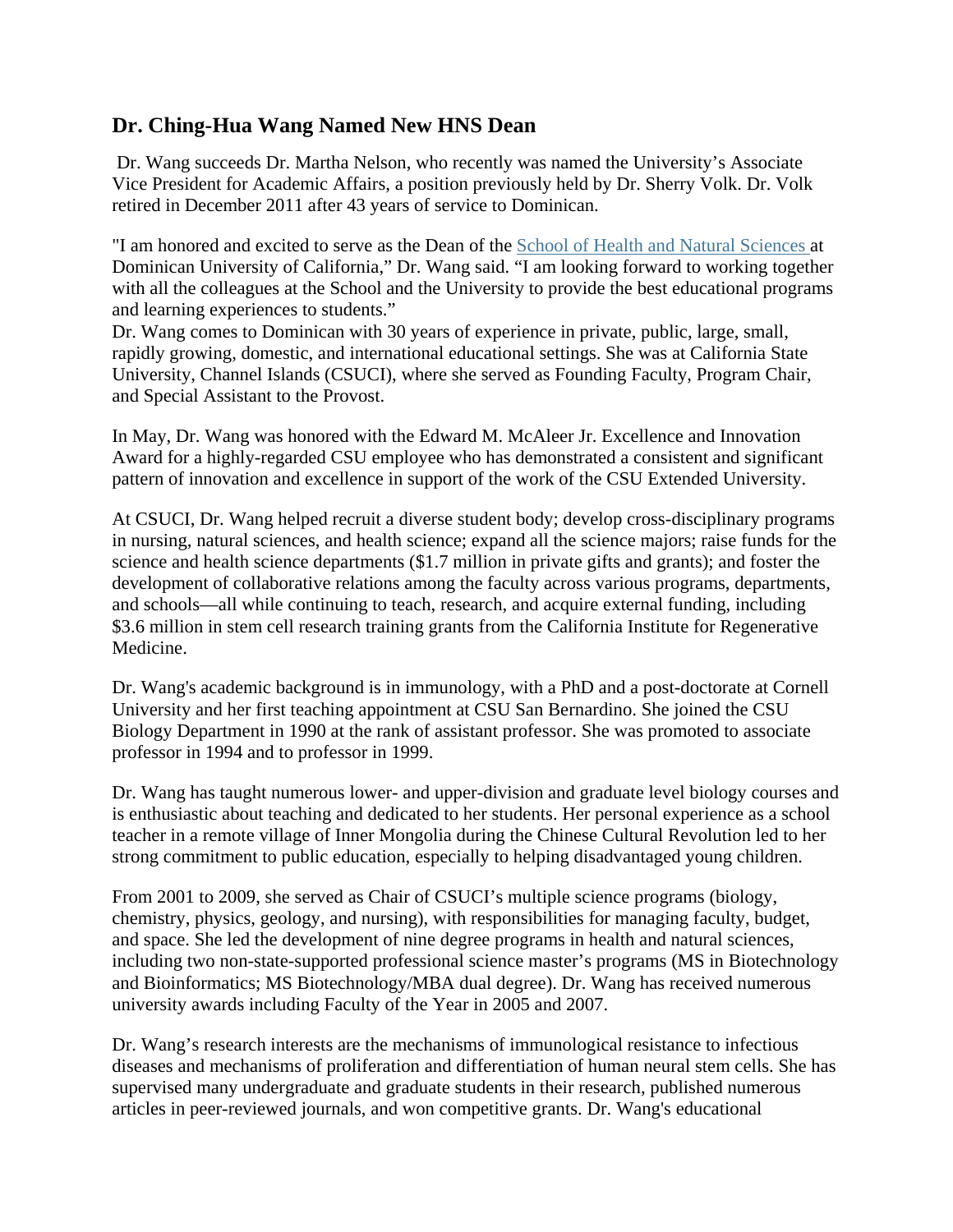## Dr. Ching-Hua Wang Named New HNS Dean

Dr. Wang succeeds Dr. Martha Nelson, who recently was named the University's Associate Vice President for Academic Affairs, a position previously held by Dr. Sherry Volk. Dr. Volk retired in December 2011 after 43 years of service to Dominican.

"I am honored and excited to serve as the Dean of the School of Health and Natural Sciences at Dominican University of California," Dr. Wang said. "I am looking forward to working together with all the colleagues at the School and the University to provide the best educational programs and learning experiences to students."

Dr. Wang comes to Dominican with 30 years of experience in private, public, large, small, rapidly growing, domestic, and international educational settings. She was at California State University, Channel Islands (CSUCI), where she served as Founding Faculty, Program Chair, and Special Assistant to the Provost.

In May, Dr. Wang was honored with the Edward M. McAleer Jr. Excellence and Innovation Award for a highly-regarded CSU employee who has demonstrated a consistent and significant pattern of innovation and excellence in support of the work of the CSU Extended University.

At CSUCI, Dr. Wang helped recruit a diverse student body; develop cross-disciplinary programs in nursing, natural sciences, and health science; expand all the science majors; raise funds for the science and health science departments ($1.7 million in private gifts and grants); and foster the development of collaborative relations among the faculty across various programs, departments, and schools—all while continuing to teach, research, and acquire external funding, including $3.6 million in stem cell research training grants from the California Institute for Regenerative Medicine.

Dr. Wang's academic background is in immunology, with a PhD and a post-doctorate at Cornell University and her first teaching appointment at CSU San Bernardino. She joined the CSU Biology Department in 1990 at the rank of assistant professor. She was promoted to associate professor in 1994 and to professor in 1999.

Dr. Wang has taught numerous lower- and upper-division and graduate level biology courses and is enthusiastic about teaching and dedicated to her students. Her personal experience as a school teacher in a remote village of Inner Mongolia during the Chinese Cultural Revolution led to her strong commitment to public education, especially to helping disadvantaged young children.

From 2001 to 2009, she served as Chair of CSUCI's multiple science programs (biology, chemistry, physics, geology, and nursing), with responsibilities for managing faculty, budget, and space. She led the development of nine degree programs in health and natural sciences, including two non-state-supported professional science master's programs (MS in Biotechnology and Bioinformatics; MS Biotechnology/MBA dual degree). Dr. Wang has received numerous university awards including Faculty of the Year in 2005 and 2007.

Dr. Wang's research interests are the mechanisms of immunological resistance to infectious diseases and mechanisms of proliferation and differentiation of human neural stem cells. She has supervised many undergraduate and graduate students in their research, published numerous articles in peer-reviewed journals, and won competitive grants. Dr. Wang's educational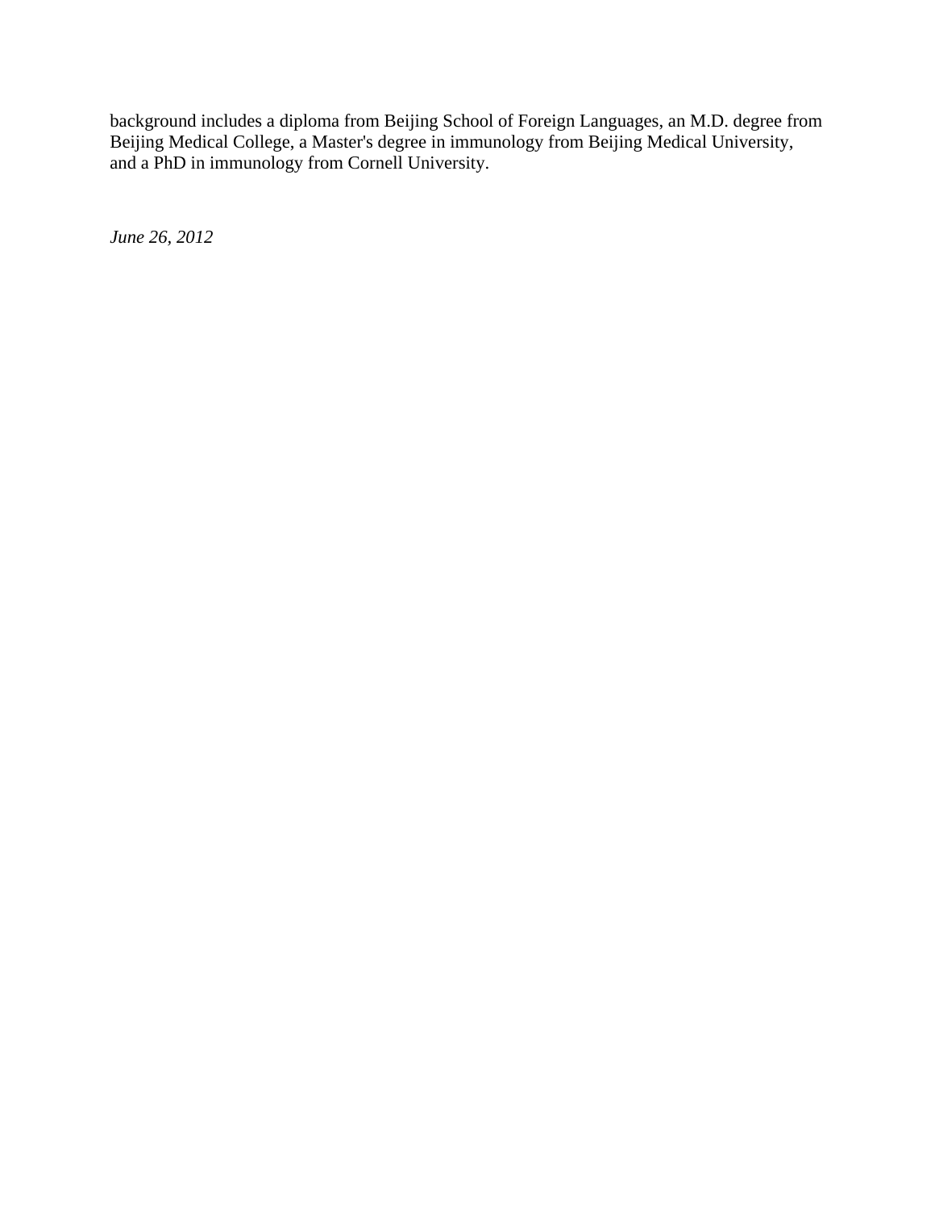background includes a diploma from Beijing School of Foreign Languages, an M.D. degree from Beijing Medical College, a Master's degree in immunology from Beijing Medical University, and a PhD in immunology from Cornell University.

*June 26, 2012*